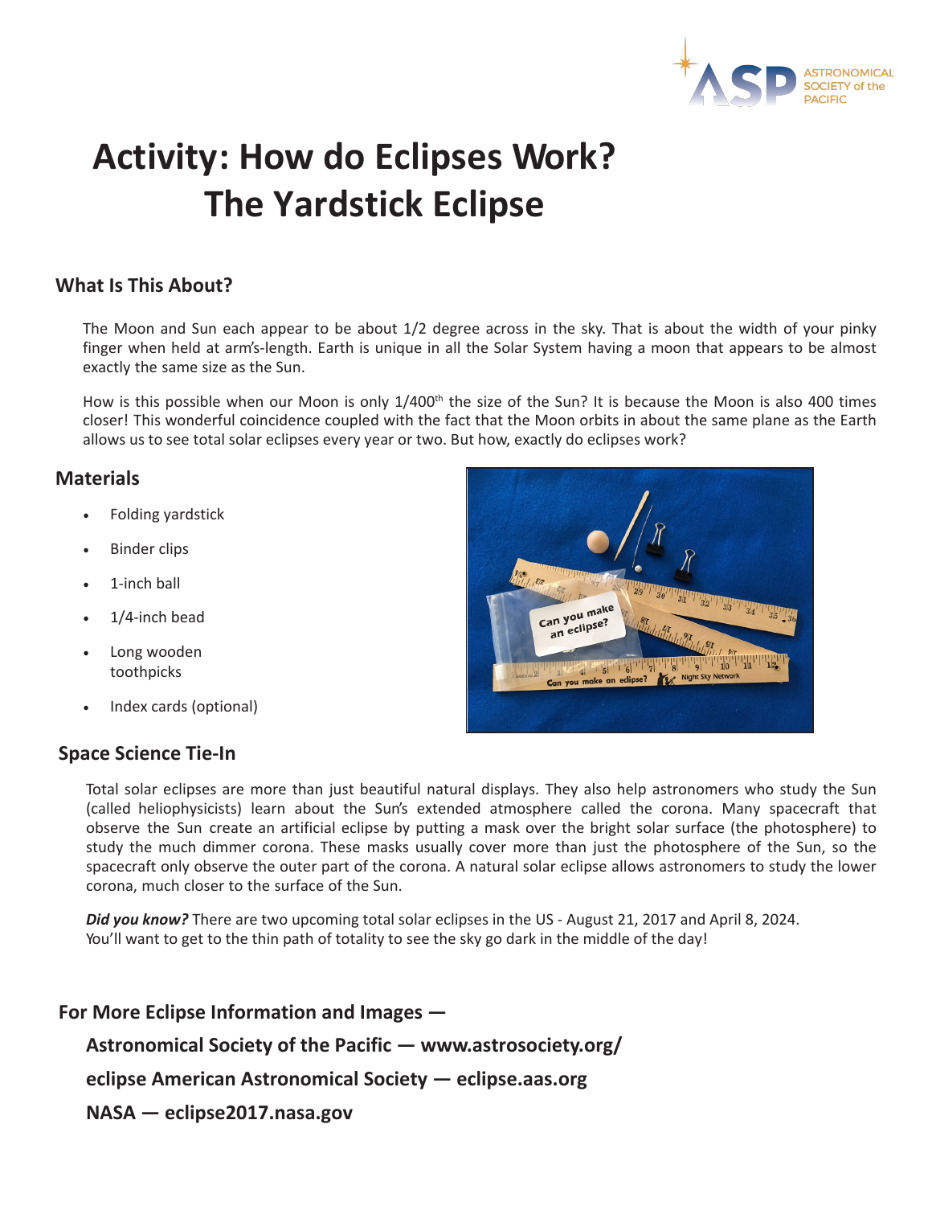# Activity: How do Eclipses Work? The Yardstick Eclipse

## What Is This About?

The Moon and Sun each appear to be about 1/2 degree across in the sky. That is about the width of your pinky finger when held at arm's-length. Earth is unique in all the Solar System having a moon that appears to be almost exactly the same size as the Sun.

How is this possible when our Moon is only 1/400th the size of the Sun? It is because the Moon is also 400 times closer! This wonderful coincidence coupled with the fact that the Moon orbits in about the same plane as the Earth allows us to see total solar eclipses every year or two. But how, exactly do eclipses work?

## Materials

- Folding yardstick
- Binder clips
- 1-inch ball
- 1/4-inch bead
- Long wooden toothpicks
- Index cards (optional)

## Space Science Tie-In

Total solar eclipses are more than just beautiful natural displays. They also help astronomers who study the Sun (called heliophysicists) learn about the Sun's extended atmosphere called the corona. Many spacecraft that observe the Sun create an artificial eclipse by putting a mask over the bright solar surface (the photosphere) to study the much dimmer corona. These masks usually cover more than just the photosphere of the Sun, so the spacecraft only observe the outer part of the corona. A natural solar eclipse allows astronomers to study the lower corona, much closer to the surface of the Sun.

***Did you know?*** There are two upcoming total solar eclipses in the US - August 21, 2017 and April 8, 2024. You'll want to get to the thin path of totality to see the sky go dark in the middle of the day!

## For More Eclipse Information and Images —

**Astronomical Society of the Pacific — www.astrosociety.org/**

**eclipse American Astronomical Society — eclipse.aas.org**

**NASA — eclipse2017.nasa.gov**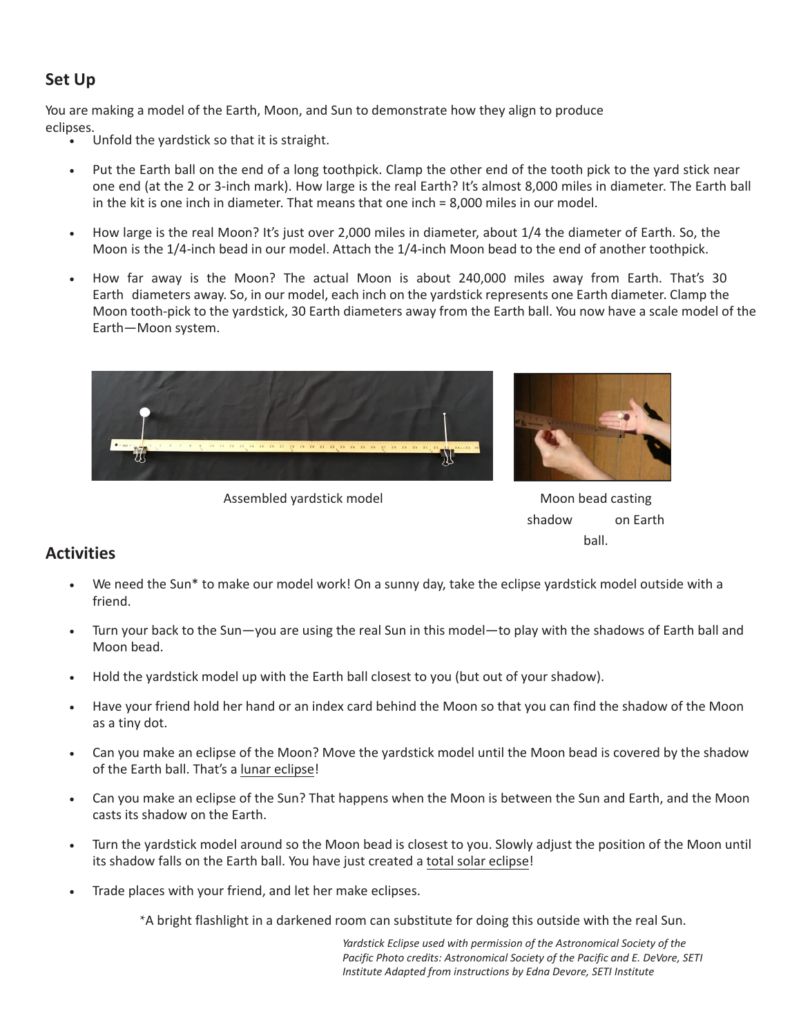## Set Up

You are making a model of the Earth, Moon, and Sun to demonstrate how they align to produce eclipses.

- Unfold the yardstick so that it is straight.
- Put the Earth ball on the end of a long toothpick. Clamp the other end of the tooth pick to the yard stick near one end (at the 2 or 3-inch mark). How large is the real Earth? It's almost 8,000 miles in diameter. The Earth ball in the kit is one inch in diameter. That means that one inch = 8,000 miles in our model.
- How large is the real Moon? It's just over 2,000 miles in diameter, about 1/4 the diameter of Earth. So, the Moon is the 1/4-inch bead in our model. Attach the 1/4-inch Moon bead to the end of another toothpick.
- How far away is the Moon? The actual Moon is about 240,000 miles away from Earth. That's 30 Earth diameters away. So, in our model, each inch on the yardstick represents one Earth diameter. Clamp the Moon tooth-pick to the yardstick, 30 Earth diameters away from the Earth ball. You now have a scale model of the Earth—Moon system.

Assembled yardstick model

Moon bead casting shadow on Earth ball.

## Activities

- We need the Sun* to make our model work! On a sunny day, take the eclipse yardstick model outside with a friend.
- Turn your back to the Sun—you are using the real Sun in this model—to play with the shadows of Earth ball and Moon bead.
- Hold the yardstick model up with the Earth ball closest to you (but out of your shadow).
- Have your friend hold her hand or an index card behind the Moon so that you can find the shadow of the Moon as a tiny dot.
- Can you make an eclipse of the Moon? Move the yardstick model until the Moon bead is covered by the shadow of the Earth ball. That's a lunar eclipse!
- Can you make an eclipse of the Sun? That happens when the Moon is between the Sun and Earth, and the Moon casts its shadow on the Earth.
- Turn the yardstick model around so the Moon bead is closest to you. Slowly adjust the position of the Moon until its shadow falls on the Earth ball. You have just created a total solar eclipse!
- Trade places with your friend, and let her make eclipses.

*A bright flashlight in a darkened room can substitute for doing this outside with the real Sun.

*Yardstick Eclipse used with permission of the Astronomical Society of the Pacific Photo credits: Astronomical Society of the Pacific and E. DeVore, SETI Institute Adapted from instructions by Edna Devore, SETI Institute*